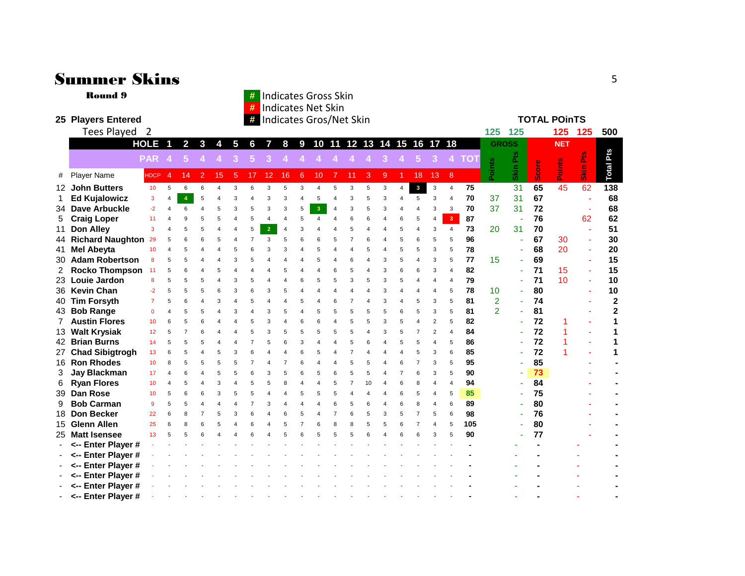# Summer Skins

**Round 9**

| # | Indicates Gross Skin |
|---|---|
| # | Indicates Net Skin |
| # | Indicates Gros/Net Skin |

**25 Players Entered**

Tees Played 2

**TOTAL POInTS**

| # | Player Name | HOLE | 1 | 2 | 3 | 4 | 5 | 6 | 7 | 8 | 9 | 10 | 11 | 12 | 13 | 14 | 15 | 16 | 17 | 18 | | GROSS | | NET | | | |
|---|---|---|---|---|---|---|---|---|---|---|---|---|---|---|---|---|---|---|---|---|---|---|---|---|---|---|---|
| | | | | | | | | | | | | | | | | | | | | | | 125 | 125 | | 125 | 125 | 500 |
| | | PAR | 4 | 5 | 4 | 4 | 3 | 5 | 3 | 4 | 4 | 4 | 4 | 4 | 4 | 3 | 4 | 5 | 3 | 4 | TOT | Points | Skin Pts | Score | Points | Skin Pts | Total Pts |
| | | HDCP | 4 | 14 | 2 | 15 | 5 | 17 | 12 | 16 | 6 | 10 | 7 | 11 | 3 | 9 | 1 | 18 | 13 | 8 | | | | | | | |
| 12 | John Butters | 10 | 5 | 6 | 6 | 4 | 3 | 6 | 3 | 5 | 3 | 4 | 5 | 3 | 5 | 3 | 4 | 3 | 3 | 4 | 75 | | 31 | 65 | 45 | 62 | 138 |
| 1 | Ed Kujalowicz | 3 | 4 | 4 | 5 | 4 | 3 | 4 | 3 | 3 | 4 | 5 | 4 | 3 | 5 | 3 | 4 | 5 | 3 | 4 | 70 | 37 | 31 | 67 | | - | 68 |
| 34 | Dave Arbuckle | -2 | 4 | 6 | 4 | 5 | 3 | 5 | 3 | 3 | 5 | 3 | 4 | 3 | 5 | 3 | 4 | 4 | 3 | 3 | 70 | 37 | 31 | 72 | | - | 68 |
| 5 | Craig Loper | 11 | 4 | 9 | 5 | 5 | 4 | 5 | 4 | 4 | 5 | 4 | 4 | 6 | 6 | 4 | 6 | 5 | 4 | 3 | 87 | | - | 76 | | 62 | 62 |
| 11 | Don Alley | 3 | 4 | 5 | 5 | 4 | 4 | 5 | 2 | 4 | 3 | 4 | 4 | 5 | 4 | 4 | 5 | 4 | 3 | 4 | 73 | 20 | 31 | 70 | | - | 51 |
| 44 | Richard Naughton | 29 | 5 | 6 | 6 | 5 | 4 | 7 | 3 | 5 | 6 | 6 | 5 | 7 | 6 | 4 | 5 | 6 | 5 | 5 | 96 | | - | 67 | 30 | - | 30 |
| 41 | Mel Abeyta | 10 | 4 | 5 | 4 | 4 | 5 | 6 | 3 | 3 | 4 | 5 | 4 | 4 | 5 | 4 | 5 | 5 | 3 | 5 | 78 | | - | 68 | 20 | - | 20 |
| 30 | Adam Robertson | 8 | 5 | 5 | 4 | 4 | 3 | 5 | 4 | 4 | 4 | 5 | 4 | 6 | 4 | 3 | 5 | 4 | 3 | 5 | 77 | 15 | - | 69 | | - | 15 |
| 2 | Rocko Thompson | 11 | 5 | 6 | 4 | 5 | 4 | 4 | 4 | 5 | 4 | 4 | 6 | 5 | 4 | 3 | 6 | 6 | 3 | 4 | 82 | | - | 71 | 15 | - | 15 |
| 23 | Louie Jardon | 8 | 5 | 5 | 5 | 4 | 3 | 5 | 4 | 4 | 6 | 5 | 5 | 3 | 5 | 3 | 5 | 4 | 4 | 4 | 79 | | - | 71 | 10 | - | 10 |
| 36 | Kevin Chan | -2 | 5 | 5 | 5 | 6 | 3 | 6 | 3 | 5 | 4 | 4 | 4 | 4 | 4 | 3 | 4 | 4 | 4 | 5 | 78 | 10 | - | 80 | | - | 10 |
| 40 | Tim Forsyth | 7 | 5 | 6 | 4 | 3 | 4 | 5 | 4 | 4 | 5 | 4 | 6 | 7 | 4 | 3 | 4 | 5 | 3 | 5 | 81 | 2 | - | 74 | | - | 2 |
| 43 | Bob Range | 0 | 4 | 5 | 5 | 4 | 3 | 4 | 3 | 5 | 4 | 5 | 5 | 5 | 5 | 5 | 6 | 5 | 3 | 5 | 81 | 2 | - | 81 | | - | 2 |
| 7 | Austin Flores | 10 | 6 | 5 | 6 | 4 | 4 | 5 | 3 | 4 | 6 | 6 | 4 | 5 | 5 | 3 | 5 | 4 | 2 | 5 | 82 | | - | 72 | 1 | - | 1 |
| 13 | Walt Krysiak | 12 | 5 | 7 | 6 | 4 | 4 | 5 | 3 | 5 | 5 | 5 | 5 | 5 | 4 | 3 | 5 | 7 | 2 | 4 | 84 | | - | 72 | 1 | - | 1 |
| 42 | Brian Burns | 14 | 5 | 5 | 5 | 4 | 4 | 7 | 5 | 6 | 3 | 4 | 4 | 5 | 6 | 4 | 5 | 5 | 4 | 5 | 86 | | - | 72 | 1 | - | 1 |
| 27 | Chad Sibigtrogh | 13 | 6 | 5 | 4 | 5 | 3 | 6 | 4 | 4 | 6 | 5 | 4 | 7 | 4 | 4 | 4 | 5 | 3 | 6 | 85 | | - | 72 | 1 | - | 1 |
| 16 | Ron Rhodes | 10 | 8 | 5 | 5 | 5 | 5 | 7 | 4 | 7 | 6 | 4 | 4 | 5 | 5 | 4 | 6 | 7 | 3 | 5 | 95 | | - | 85 | | | - |
| 3 | Jay Blackman | 17 | 4 | 6 | 4 | 5 | 5 | 6 | 3 | 5 | 6 | 5 | 6 | 5 | 5 | 4 | 7 | 6 | 3 | 5 | 90 | | - | 73 | | - | - |
| 6 | Ryan Flores | 10 | 4 | 5 | 4 | 3 | 4 | 5 | 5 | 8 | 4 | 4 | 5 | 7 | 10 | 4 | 6 | 8 | 4 | 4 | 94 | | - | 84 | | - | - |
| 39 | Dan Rose | 10 | 5 | 6 | 6 | 3 | 5 | 5 | 4 | 4 | 5 | 5 | 5 | 4 | 4 | 4 | 6 | 5 | 4 | 5 | 85 | | - | 75 | | - | - |
| 9 | Bob Carman | 9 | 5 | 5 | 4 | 4 | 4 | 7 | 3 | 4 | 4 | 4 | 6 | 5 | 6 | 4 | 6 | 8 | 4 | 6 | 89 | | - | 80 | | - | - |
| 18 | Don Becker | 22 | 6 | 8 | 7 | 5 | 3 | 6 | 4 | 6 | 5 | 4 | 7 | 6 | 5 | 3 | 5 | 7 | 5 | 6 | 98 | | - | 76 | | - | - |
| 15 | Glenn Allen | 25 | 6 | 8 | 6 | 5 | 4 | 6 | 4 | 5 | 7 | 6 | 8 | 8 | 5 | 5 | 6 | 7 | 4 | 5 | 105 | | - | 80 | | - | - |
| 25 | Matt Isensee | 13 | 5 | 5 | 6 | 4 | 4 | 6 | 4 | 5 | 6 | 5 | 5 | 5 | 6 | 4 | 6 | 6 | 3 | 5 | 90 | | - | 77 | | - | - |
| - | <-- Enter Player # | - | - | - | - | - | - | - | - | - | - | - | - | - | - | - | - | - | - | - | - | | - | - | | - | - |
| - | <-- Enter Player # | - | - | - | - | - | - | - | - | - | - | - | - | - | - | - | - | - | - | - | - | | - | - | | - | - |
| - | <-- Enter Player # | - | - | - | - | - | - | - | - | - | - | - | - | - | - | - | - | - | - | - | - | | - | - | | - | - |
| - | <-- Enter Player # | - | - | - | - | - | - | - | - | - | - | - | - | - | - | - | - | - | - | - | - | | - | - | | - | - |
| - | <-- Enter Player # | - | - | - | - | - | - | - | - | - | - | - | - | - | - | - | - | - | - | - | - | | - | - | | - | - |
| - | <-- Enter Player # | - | - | - | - | - | - | - | - | - | - | - | - | - | - | - | - | - | - | - | - | | - | - | | - | - |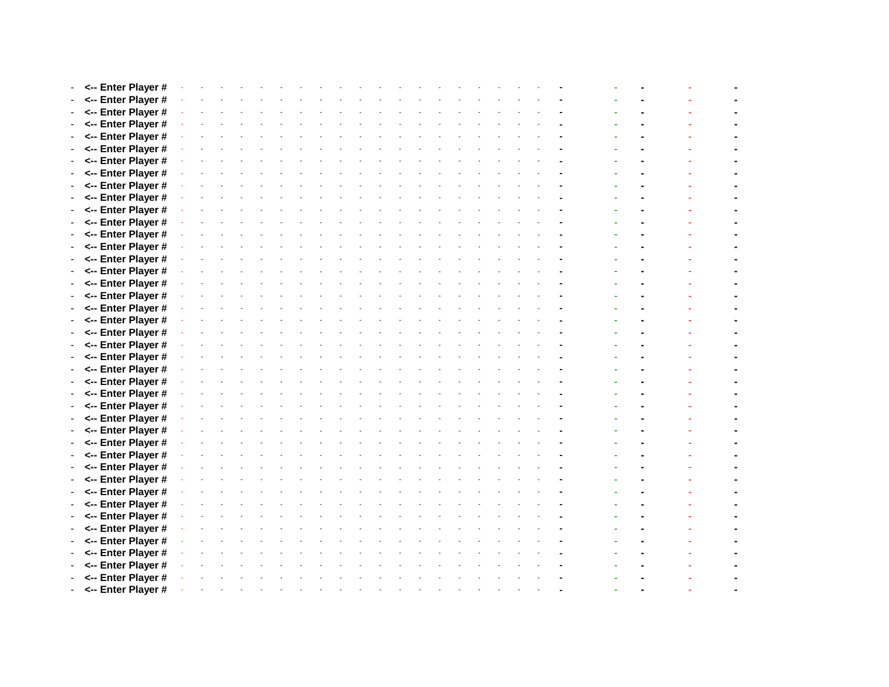| - | <-- Enter Player # | - | - | - | - | - | - | - | - | - | - | - | - | - | - | - | - | - | - | - | - | - | - | - | - |
|---|---|---|---|---|---|---|---|---|---|---|---|---|---|---|---|---|---|---|---|---|---|---|---|---|---|
| - | <-- Enter Player # | - | - | - | - | - | - | - | - | - | - | - | - | - | - | - | - | - | - | - | - | - | - | - | - |
| - | <-- Enter Player # | - | - | - | - | - | - | - | - | - | - | - | - | - | - | - | - | - | - | - | - | - | - | - | - |
| - | <-- Enter Player # | - | - | - | - | - | - | - | - | - | - | - | - | - | - | - | - | - | - | - | - | - | - | - | - |
| - | <-- Enter Player # | - | - | - | - | - | - | - | - | - | - | - | - | - | - | - | - | - | - | - | - | - | - | - | - |
| - | <-- Enter Player # | - | - | - | - | - | - | - | - | - | - | - | - | - | - | - | - | - | - | - | - | - | - | - | - |
| - | <-- Enter Player # | - | - | - | - | - | - | - | - | - | - | - | - | - | - | - | - | - | - | - | - | - | - | - | - |
| - | <-- Enter Player # | - | - | - | - | - | - | - | - | - | - | - | - | - | - | - | - | - | - | - | - | - | - | - | - |
| - | <-- Enter Player # | - | - | - | - | - | - | - | - | - | - | - | - | - | - | - | - | - | - | - | - | - | - | - | - |
| - | <-- Enter Player # | - | - | - | - | - | - | - | - | - | - | - | - | - | - | - | - | - | - | - | - | - | - | - | - |
| - | <-- Enter Player # | - | - | - | - | - | - | - | - | - | - | - | - | - | - | - | - | - | - | - | - | - | - | - | - |
| - | <-- Enter Player # | - | - | - | - | - | - | - | - | - | - | - | - | - | - | - | - | - | - | - | - | - | - | - | - |
| - | <-- Enter Player # | - | - | - | - | - | - | - | - | - | - | - | - | - | - | - | - | - | - | - | - | - | - | - | - |
| - | <-- Enter Player # | - | - | - | - | - | - | - | - | - | - | - | - | - | - | - | - | - | - | - | - | - | - | - | - |
| - | <-- Enter Player # | - | - | - | - | - | - | - | - | - | - | - | - | - | - | - | - | - | - | - | - | - | - | - | - |
| - | <-- Enter Player # | - | - | - | - | - | - | - | - | - | - | - | - | - | - | - | - | - | - | - | - | - | - | - | - |
| - | <-- Enter Player # | - | - | - | - | - | - | - | - | - | - | - | - | - | - | - | - | - | - | - | - | - | - | - | - |
| - | <-- Enter Player # | - | - | - | - | - | - | - | - | - | - | - | - | - | - | - | - | - | - | - | - | - | - | - | - |
| - | <-- Enter Player # | - | - | - | - | - | - | - | - | - | - | - | - | - | - | - | - | - | - | - | - | - | - | - | - |
| - | <-- Enter Player # | - | - | - | - | - | - | - | - | - | - | - | - | - | - | - | - | - | - | - | - | - | - | - | - |
| - | <-- Enter Player # | - | - | - | - | - | - | - | - | - | - | - | - | - | - | - | - | - | - | - | - | - | - | - | - |
| - | <-- Enter Player # | - | - | - | - | - | - | - | - | - | - | - | - | - | - | - | - | - | - | - | - | - | - | - | - |
| - | <-- Enter Player # | - | - | - | - | - | - | - | - | - | - | - | - | - | - | - | - | - | - | - | - | - | - | - | - |
| - | <-- Enter Player # | - | - | - | - | - | - | - | - | - | - | - | - | - | - | - | - | - | - | - | - | - | - | - | - |
| - | <-- Enter Player # | - | - | - | - | - | - | - | - | - | - | - | - | - | - | - | - | - | - | - | - | - | - | - | - |
| - | <-- Enter Player # | - | - | - | - | - | - | - | - | - | - | - | - | - | - | - | - | - | - | - | - | - | - | - | - |
| - | <-- Enter Player # | - | - | - | - | - | - | - | - | - | - | - | - | - | - | - | - | - | - | - | - | - | - | - | - |
| - | <-- Enter Player # | - | - | - | - | - | - | - | - | - | - | - | - | - | - | - | - | - | - | - | - | - | - | - | - |
| - | <-- Enter Player # | - | - | - | - | - | - | - | - | - | - | - | - | - | - | - | - | - | - | - | - | - | - | - | - |
| - | <-- Enter Player # | - | - | - | - | - | - | - | - | - | - | - | - | - | - | - | - | - | - | - | - | - | - | - | - |
| - | <-- Enter Player # | - | - | - | - | - | - | - | - | - | - | - | - | - | - | - | - | - | - | - | - | - | - | - | - |
| - | <-- Enter Player # | - | - | - | - | - | - | - | - | - | - | - | - | - | - | - | - | - | - | - | - | - | - | - | - |
| - | <-- Enter Player # | - | - | - | - | - | - | - | - | - | - | - | - | - | - | - | - | - | - | - | - | - | - | - | - |
| - | <-- Enter Player # | - | - | - | - | - | - | - | - | - | - | - | - | - | - | - | - | - | - | - | - | - | - | - | - |
| - | <-- Enter Player # | - | - | - | - | - | - | - | - | - | - | - | - | - | - | - | - | - | - | - | - | - | - | - | - |
| - | <-- Enter Player # | - | - | - | - | - | - | - | - | - | - | - | - | - | - | - | - | - | - | - | - | - | - | - | - |
| - | <-- Enter Player # | - | - | - | - | - | - | - | - | - | - | - | - | - | - | - | - | - | - | - | - | - | - | - | - |
| - | <-- Enter Player # | - | - | - | - | - | - | - | - | - | - | - | - | - | - | - | - | - | - | - | - | - | - | - | - |
| - | <-- Enter Player # | - | - | - | - | - | - | - | - | - | - | - | - | - | - | - | - | - | - | - | - | - | - | - | - |
| - | <-- Enter Player # | - | - | - | - | - | - | - | - | - | - | - | - | - | - | - | - | - | - | - | - | - | - | - | - |
| - | <-- Enter Player # | - | - | - | - | - | - | - | - | - | - | - | - | - | - | - | - | - | - | - | - | - | - | - | - |
| - | <-- Enter Player # | - | - | - | - | - | - | - | - | - | - | - | - | - | - | - | - | - | - | - | - | - | - | - | - |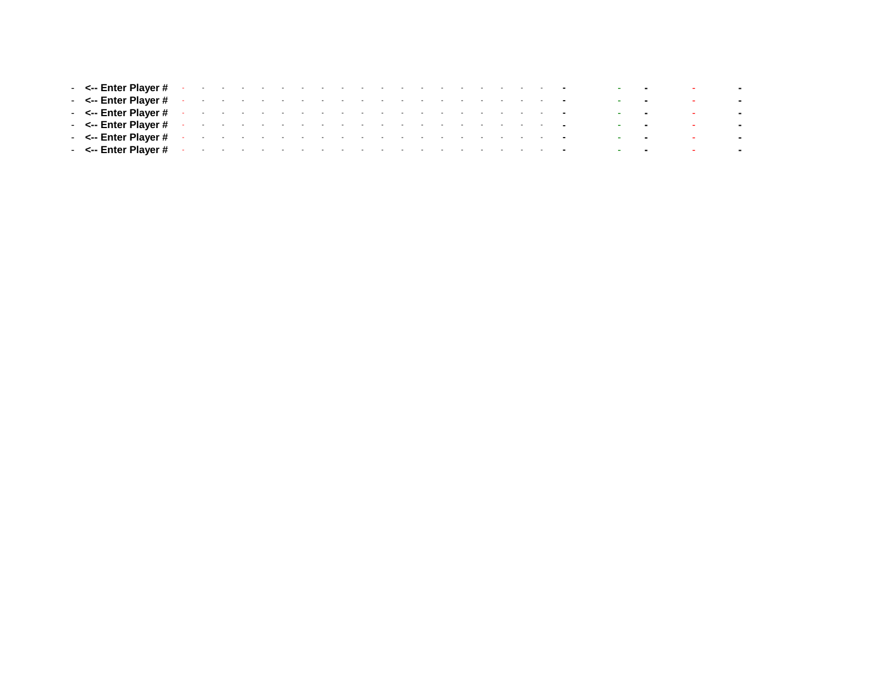| | | | | | | | | | | | | | | | | | | | | | | | | | |
|---|---|---|---|---|---|---|---|---|---|---|---|---|---|---|---|---|---|---|---|---|---|---|---|---|---|
| - | **<-- Enter Player #** | - | - | - | - | - | - | - | - | - | - | - | - | - | - | - | - | - | - | - | **-** | - | **-** | - | **-** |
| - | **<-- Enter Player #** | - | - | - | - | - | - | - | - | - | - | - | - | - | - | - | - | - | - | - | **-** | - | **-** | - | **-** |
| - | **<-- Enter Player #** | - | - | - | - | - | - | - | - | - | - | - | - | - | - | - | - | - | - | - | **-** | - | **-** | - | **-** |
| - | **<-- Enter Player #** | - | - | - | - | - | - | - | - | - | - | - | - | - | - | - | - | - | - | - | **-** | - | **-** | - | **-** |
| - | **<-- Enter Player #** | - | - | - | - | - | - | - | - | - | - | - | - | - | - | - | - | - | - | - | **-** | - | **-** | - | **-** |
| - | **<-- Enter Player #** | - | - | - | - | - | - | - | - | - | - | - | - | - | - | - | - | - | - | - | **-** | - | **-** | - | **-** |